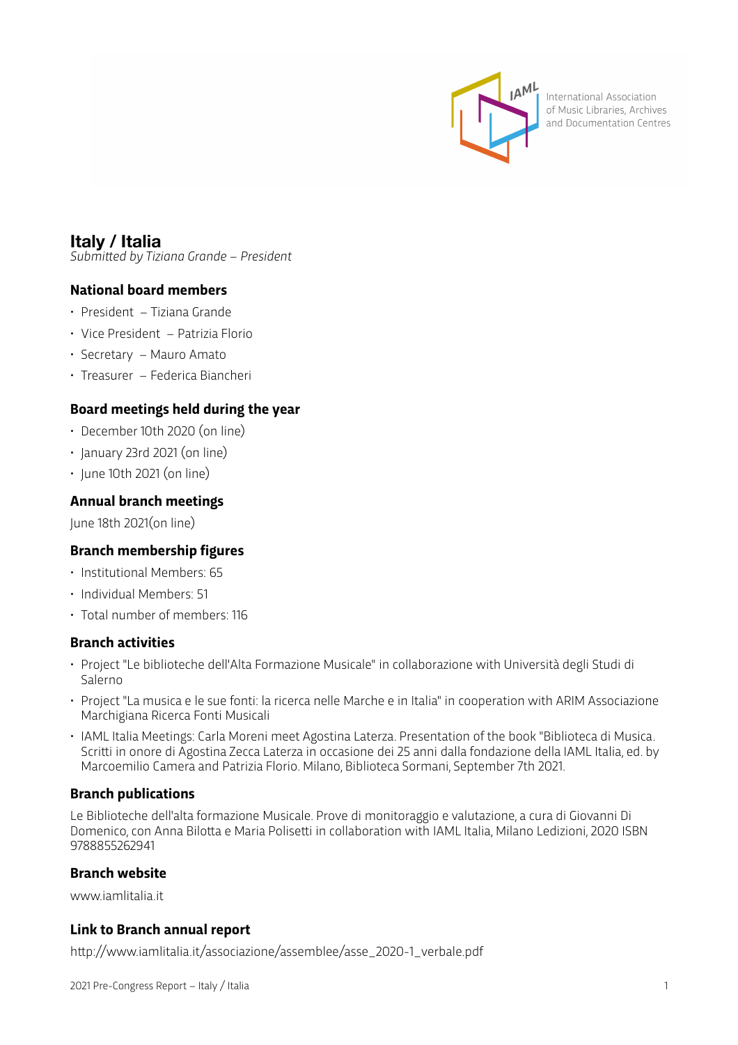# Italy / Italia

*Submitted by Tiziana Grande – President*

## National board members

- President – Tiziana Grande
- Vice President – Patrizia Florio
- Secretary – Mauro Amato
- Treasurer – Federica Biancheri

## Board meetings held during the year

- December 10th 2020 (on line)
- January 23rd 2021 (on line)
- June 10th 2021 (on line)

## Annual branch meetings

June 18th 2021(on line)

## Branch membership figures

- Institutional Members: 65
- Individual Members: 51
- Total number of members: 116

## Branch activities

- Project "Le biblioteche dell'Alta Formazione Musicale" in collaborazione with Università degli Studi di Salerno
- Project "La musica e le sue fonti: la ricerca nelle Marche e in Italia" in cooperation with ARIM Associazione Marchigiana Ricerca Fonti Musicali
- IAML Italia Meetings: Carla Moreni meet Agostina Laterza. Presentation of the book "Biblioteca di Musica. Scritti in onore di Agostina Zecca Laterza in occasione dei 25 anni dalla fondazione della IAML Italia, ed. by Marcoemilio Camera and Patrizia Florio. Milano, Biblioteca Sormani, September 7th 2021.

## Branch publications

Le Biblioteche dell'alta formazione Musicale. Prove di monitoraggio e valutazione, a cura di Giovanni Di Domenico, con Anna Bilotta e Maria Polisetti in collaboration with IAML Italia, Milano Ledizioni, 2020 ISBN 9788855262941

## Branch website

www.iamlitalia.it

## Link to Branch annual report

http://www.iamlitalia.it/associazione/assemblee/asse_2020-1_verbale.pdf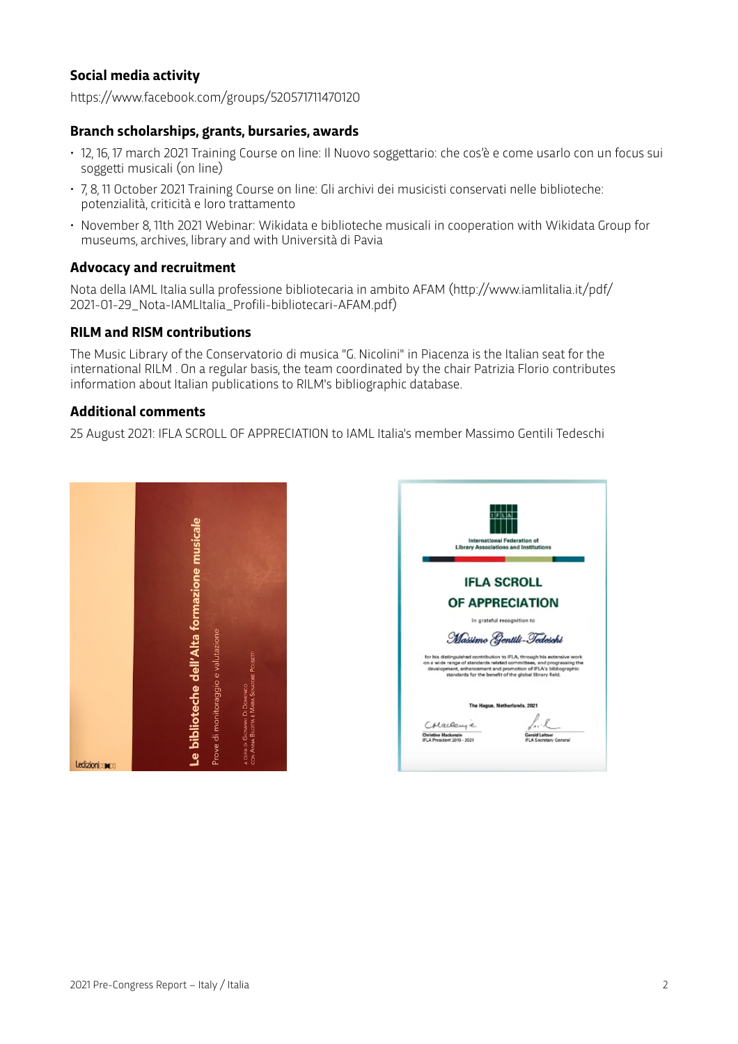### Social media activity

https://www.facebook.com/groups/520571711470120

### Branch scholarships, grants, bursaries, awards

- 12, 16, 17 march 2021 Training Course on line: Il Nuovo soggettario: che cos'è e come usarlo con un focus sui soggetti musicali (on line)
- 7, 8, 11 October 2021 Training Course on line: Gli archivi dei musicisti conservati nelle biblioteche: potenzialità, criticità e loro trattamento
- November 8, 11th 2021 Webinar: Wikidata e biblioteche musicali in cooperation with Wikidata Group for museums, archives, library and with Università di Pavia

### Advocacy and recruitment

Nota della IAML Italia sulla professione bibliotecaria in ambito AFAM (http://www.iamlitalia.it/pdf/2021-01-29_Nota-IAMLItalia_Profili-bibliotecari-AFAM.pdf)

### RILM and RISM contributions

The Music Library of the Conservatorio di musica "G. Nicolini" in Piacenza is the Italian seat for the international RILM . On a regular basis, the team coordinated by the chair Patrizia Florio contributes information about Italian publications to RILM's bibliographic database.

### Additional comments

25 August 2021: IFLA SCROLL OF APPRECIATION to IAML Italia's member Massimo Gentili Tedeschi